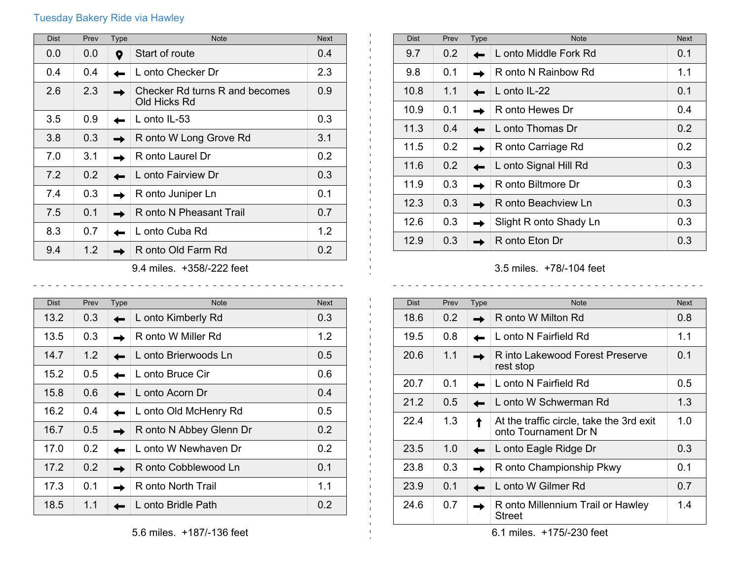## Tuesday Bakery Ride via Hawley

| Dist | Prev | Type | Note | Next |
|---|---|---|---|---|
| 0.0 | 0.0 | | Start of route | 0.4 |
| 0.4 | 0.4 | ← | L onto Checker Dr | 2.3 |
| 2.6 | 2.3 | → | Checker Rd turns R and becomes Old Hicks Rd | 0.9 |
| 3.5 | 0.9 | ← | L onto IL-53 | 0.3 |
| 3.8 | 0.3 | → | R onto W Long Grove Rd | 3.1 |
| 7.0 | 3.1 | → | R onto Laurel Dr | 0.2 |
| 7.2 | 0.2 | ← | L onto Fairview Dr | 0.3 |
| 7.4 | 0.3 | → | R onto Juniper Ln | 0.1 |
| 7.5 | 0.1 | → | R onto N Pheasant Trail | 0.7 |
| 8.3 | 0.7 | ← | L onto Cuba Rd | 1.2 |
| 9.4 | 1.2 | → | R onto Old Farm Rd | 0.2 |

9.4 miles. +358/-222 feet

| Dist | Prev | Type | Note | Next |
|---|---|---|---|---|
| 9.7 | 0.2 | ← | L onto Middle Fork Rd | 0.1 |
| 9.8 | 0.1 | → | R onto N Rainbow Rd | 1.1 |
| 10.8 | 1.1 | ← | L onto IL-22 | 0.1 |
| 10.9 | 0.1 | → | R onto Hewes Dr | 0.4 |
| 11.3 | 0.4 | ← | L onto Thomas Dr | 0.2 |
| 11.5 | 0.2 | → | R onto Carriage Rd | 0.2 |
| 11.6 | 0.2 | ← | L onto Signal Hill Rd | 0.3 |
| 11.9 | 0.3 | → | R onto Biltmore Dr | 0.3 |
| 12.3 | 0.3 | → | R onto Beachview Ln | 0.3 |
| 12.6 | 0.3 | → | Slight R onto Shady Ln | 0.3 |
| 12.9 | 0.3 | → | R onto Eton Dr | 0.3 |

3.5 miles. +78/-104 feet

| Dist | Prev | Type | Note | Next |
|---|---|---|---|---|
| 13.2 | 0.3 | ← | L onto Kimberly Rd | 0.3 |
| 13.5 | 0.3 | → | R onto W Miller Rd | 1.2 |
| 14.7 | 1.2 | ← | L onto Brierwoods Ln | 0.5 |
| 15.2 | 0.5 | ← | L onto Bruce Cir | 0.6 |
| 15.8 | 0.6 | ← | L onto Acorn Dr | 0.4 |
| 16.2 | 0.4 | ← | L onto Old McHenry Rd | 0.5 |
| 16.7 | 0.5 | → | R onto N Abbey Glenn Dr | 0.2 |
| 17.0 | 0.2 | ← | L onto W Newhaven Dr | 0.2 |
| 17.2 | 0.2 | → | R onto Cobblewood Ln | 0.1 |
| 17.3 | 0.1 | → | R onto North Trail | 1.1 |
| 18.5 | 1.1 | ← | L onto Bridle Path | 0.2 |

5.6 miles. +187/-136 feet

| Dist | Prev | Type | Note | Next |
|---|---|---|---|---|
| 18.6 | 0.2 | → | R onto W Milton Rd | 0.8 |
| 19.5 | 0.8 | ← | L onto N Fairfield Rd | 1.1 |
| 20.6 | 1.1 | → | R into Lakewood Forest Preserve rest stop | 0.1 |
| 20.7 | 0.1 | ← | L onto N Fairfield Rd | 0.5 |
| 21.2 | 0.5 | ← | L onto W Schwerman Rd | 1.3 |
| 22.4 | 1.3 | ↑ | At the traffic circle, take the 3rd exit onto Tournament Dr N | 1.0 |
| 23.5 | 1.0 | ← | L onto Eagle Ridge Dr | 0.3 |
| 23.8 | 0.3 | → | R onto Championship Pkwy | 0.1 |
| 23.9 | 0.1 | ← | L onto W Gilmer Rd | 0.7 |
| 24.6 | 0.7 | → | R onto Millennium Trail or Hawley Street | 1.4 |

6.1 miles. +175/-230 feet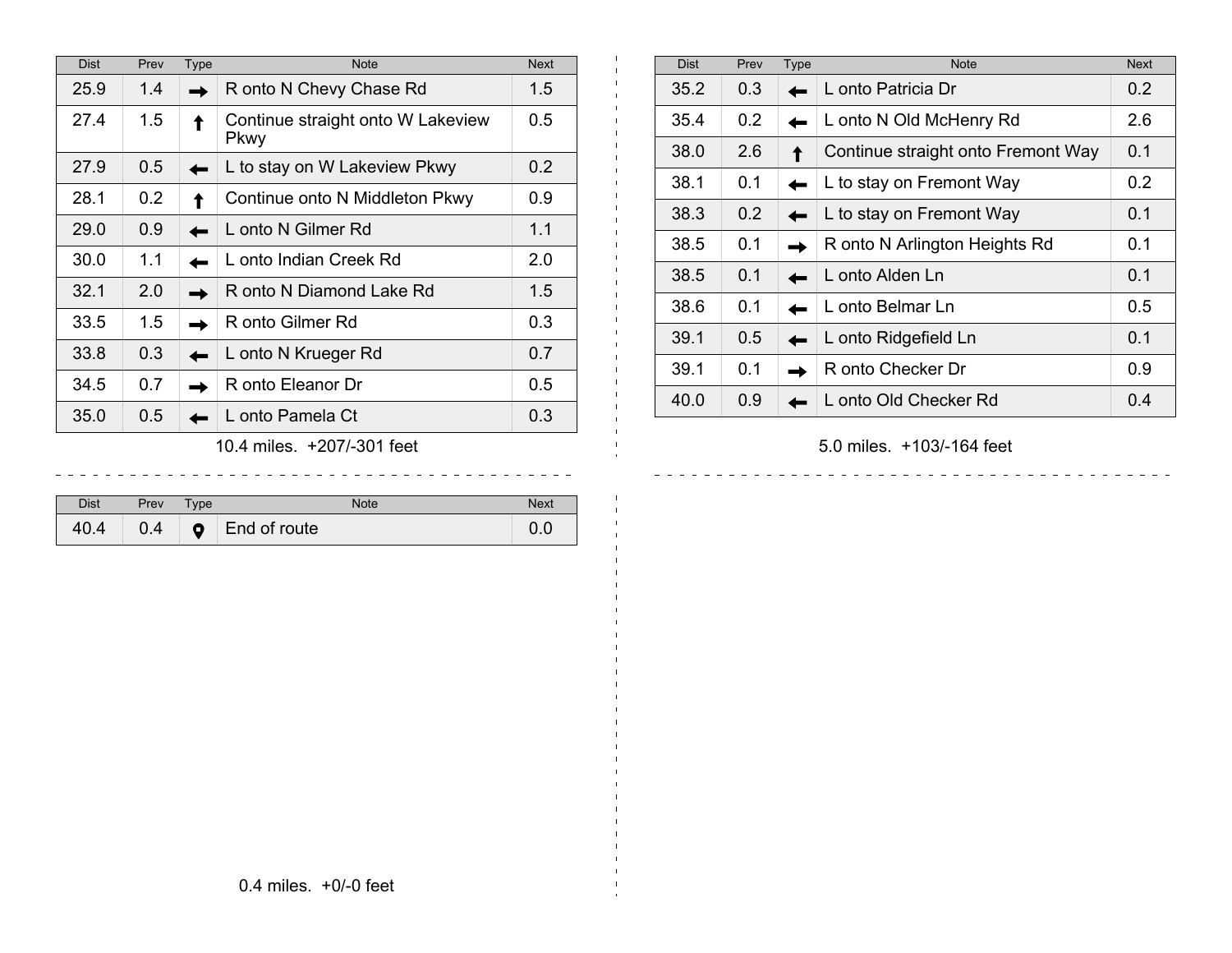| Dist | Prev | Type | Note | Next |
|---|---|---|---|---|
| 25.9 | 1.4 | ➡ | R onto N Chevy Chase Rd | 1.5 |
| 27.4 | 1.5 | ⬆ | Continue straight onto W Lakeview Pkwy | 0.5 |
| 27.9 | 0.5 | ⬅ | L to stay on W Lakeview Pkwy | 0.2 |
| 28.1 | 0.2 | ⬆ | Continue onto N Middleton Pkwy | 0.9 |
| 29.0 | 0.9 | ⬅ | L onto N Gilmer Rd | 1.1 |
| 30.0 | 1.1 | ⬅ | L onto Indian Creek Rd | 2.0 |
| 32.1 | 2.0 | ➡ | R onto N Diamond Lake Rd | 1.5 |
| 33.5 | 1.5 | ➡ | R onto Gilmer Rd | 0.3 |
| 33.8 | 0.3 | ⬅ | L onto N Krueger Rd | 0.7 |
| 34.5 | 0.7 | ➡ | R onto Eleanor Dr | 0.5 |
| 35.0 | 0.5 | ⬅ | L onto Pamela Ct | 0.3 |

10.4 miles. +207/-301 feet

| Dist | Prev | Type | Note | Next |
|---|---|---|---|---|
| 35.2 | 0.3 | ⬅ | L onto Patricia Dr | 0.2 |
| 35.4 | 0.2 | ⬅ | L onto N Old McHenry Rd | 2.6 |
| 38.0 | 2.6 | ⬆ | Continue straight onto Fremont Way | 0.1 |
| 38.1 | 0.1 | ⬅ | L to stay on Fremont Way | 0.2 |
| 38.3 | 0.2 | ⬅ | L to stay on Fremont Way | 0.1 |
| 38.5 | 0.1 | ➡ | R onto N Arlington Heights Rd | 0.1 |
| 38.5 | 0.1 | ⬅ | L onto Alden Ln | 0.1 |
| 38.6 | 0.1 | ⬅ | L onto Belmar Ln | 0.5 |
| 39.1 | 0.5 | ⬅ | L onto Ridgefield Ln | 0.1 |
| 39.1 | 0.1 | ➡ | R onto Checker Dr | 0.9 |
| 40.0 | 0.9 | ⬅ | L onto Old Checker Rd | 0.4 |

5.0 miles. +103/-164 feet

| Dist | Prev | Type | Note | Next |
|---|---|---|---|---|
| 40.4 | 0.4 | 📍 | End of route | 0.0 |

0.4 miles. +0/-0 feet